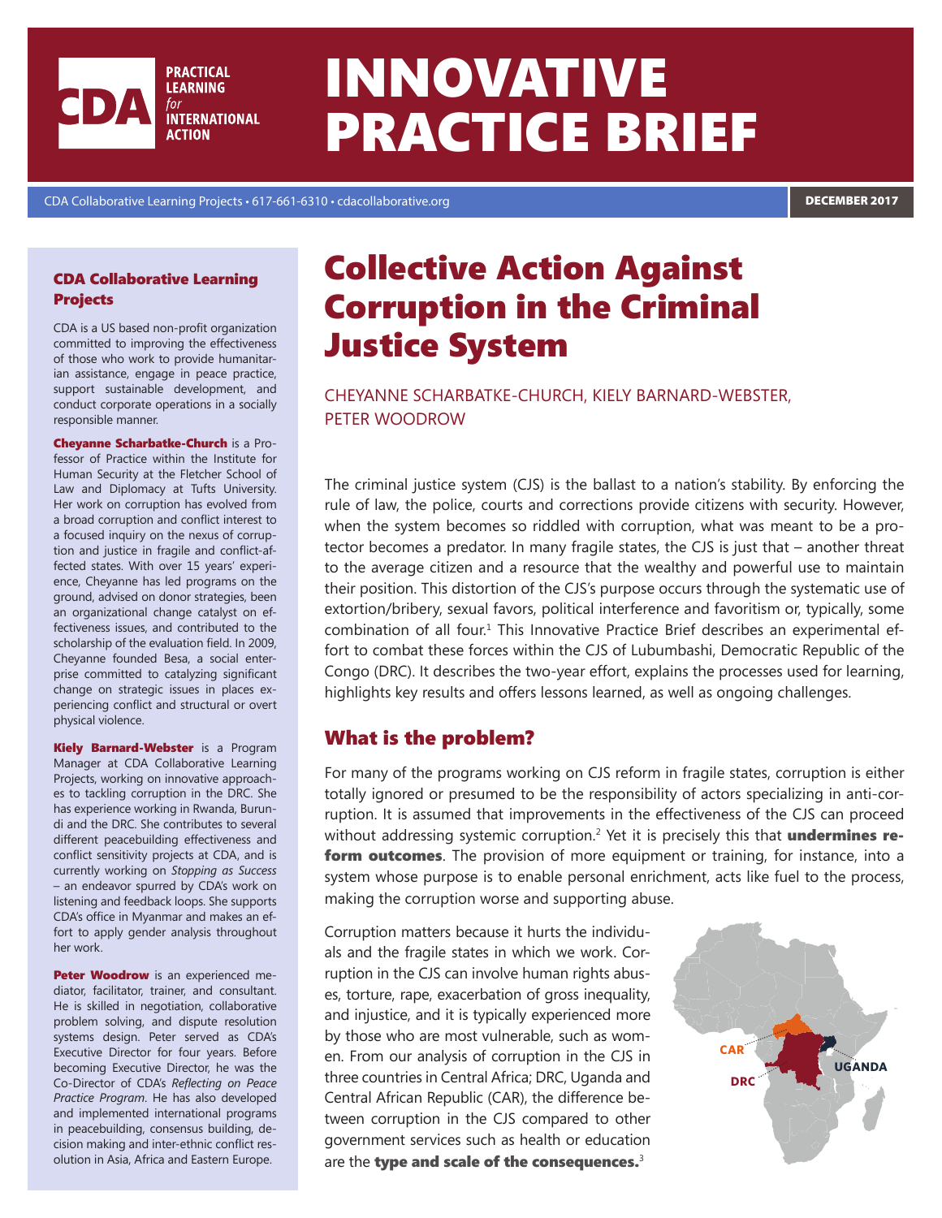# INNOVATIVE PRACTICE BRIEF

CDA Collaborative Learning Projects • 617-661-6310 • cdacollaborative.org

DECEMBER 2017

# Collective Action Against Corruption in the Criminal Justice System

CHEYANNE SCHARBATKE-CHURCH, KIELY BARNARD-WEBSTER, PETER WOODROW

The criminal justice system (CJS) is the ballast to a nation's stability. By enforcing the rule of law, the police, courts and corrections provide citizens with security. However, when the system becomes so riddled with corruption, what was meant to be a protector becomes a predator. In many fragile states, the CJS is just that – another threat to the average citizen and a resource that the wealthy and powerful use to maintain their position. This distortion of the CJS's purpose occurs through the systematic use of extortion/bribery, sexual favors, political interference and favoritism or, typically, some combination of all four.[1] This Innovative Practice Brief describes an experimental effort to combat these forces within the CJS of Lubumbashi, Democratic Republic of the Congo (DRC). It describes the two-year effort, explains the processes used for learning, highlights key results and offers lessons learned, as well as ongoing challenges.

## What is the problem?

For many of the programs working on CJS reform in fragile states, corruption is either totally ignored or presumed to be the responsibility of actors specializing in anti-corruption. It is assumed that improvements in the effectiveness of the CJS can proceed without addressing systemic corruption.[2] Yet it is precisely this that **undermines reform outcomes**. The provision of more equipment or training, for instance, into a system whose purpose is to enable personal enrichment, acts like fuel to the process, making the corruption worse and supporting abuse.

Corruption matters because it hurts the individuals and the fragile states in which we work. Corruption in the CJS can involve human rights abuses, torture, rape, exacerbation of gross inequality, and injustice, and it is typically experienced more by those who are most vulnerable, such as women. From our analysis of corruption in the CJS in three countries in Central Africa; DRC, Uganda and Central African Republic (CAR), the difference between corruption in the CJS compared to other government services such as health or education are the **type and scale of the consequences.**[3]

CAR

DRC

UGANDA

### CDA Collaborative Learning Projects

CDA is a US based non-profit organization committed to improving the effectiveness of those who work to provide humanitarian assistance, engage in peace practice, support sustainable development, and conduct corporate operations in a socially responsible manner.

**Cheyanne Scharbatke-Church** is a Professor of Practice within the Institute for Human Security at the Fletcher School of Law and Diplomacy at Tufts University. Her work on corruption has evolved from a broad corruption and conflict interest to a focused inquiry on the nexus of corruption and justice in fragile and conflict-affected states. With over 15 years' experience, Cheyanne has led programs on the ground, advised on donor strategies, been an organizational change catalyst on effectiveness issues, and contributed to the scholarship of the evaluation field. In 2009, Cheyanne founded Besa, a social enterprise committed to catalyzing significant change on strategic issues in places experiencing conflict and structural or overt physical violence.

**Kiely Barnard-Webster** is a Program Manager at CDA Collaborative Learning Projects, working on innovative approaches to tackling corruption in the DRC. She has experience working in Rwanda, Burundi and the DRC. She contributes to several different peacebuilding effectiveness and conflict sensitivity projects at CDA, and is currently working on *Stopping as Success* – an endeavor spurred by CDA's work on listening and feedback loops. She supports CDA's office in Myanmar and makes an effort to apply gender analysis throughout her work.

**Peter Woodrow** is an experienced mediator, facilitator, trainer, and consultant. He is skilled in negotiation, collaborative problem solving, and dispute resolution systems design. Peter served as CDA's Executive Director for four years. Before becoming Executive Director, he was the Co-Director of CDA's *Reflecting on Peace Practice Program*. He has also developed and implemented international programs in peacebuilding, consensus building, decision making and inter-ethnic conflict resolution in Asia, Africa and Eastern Europe.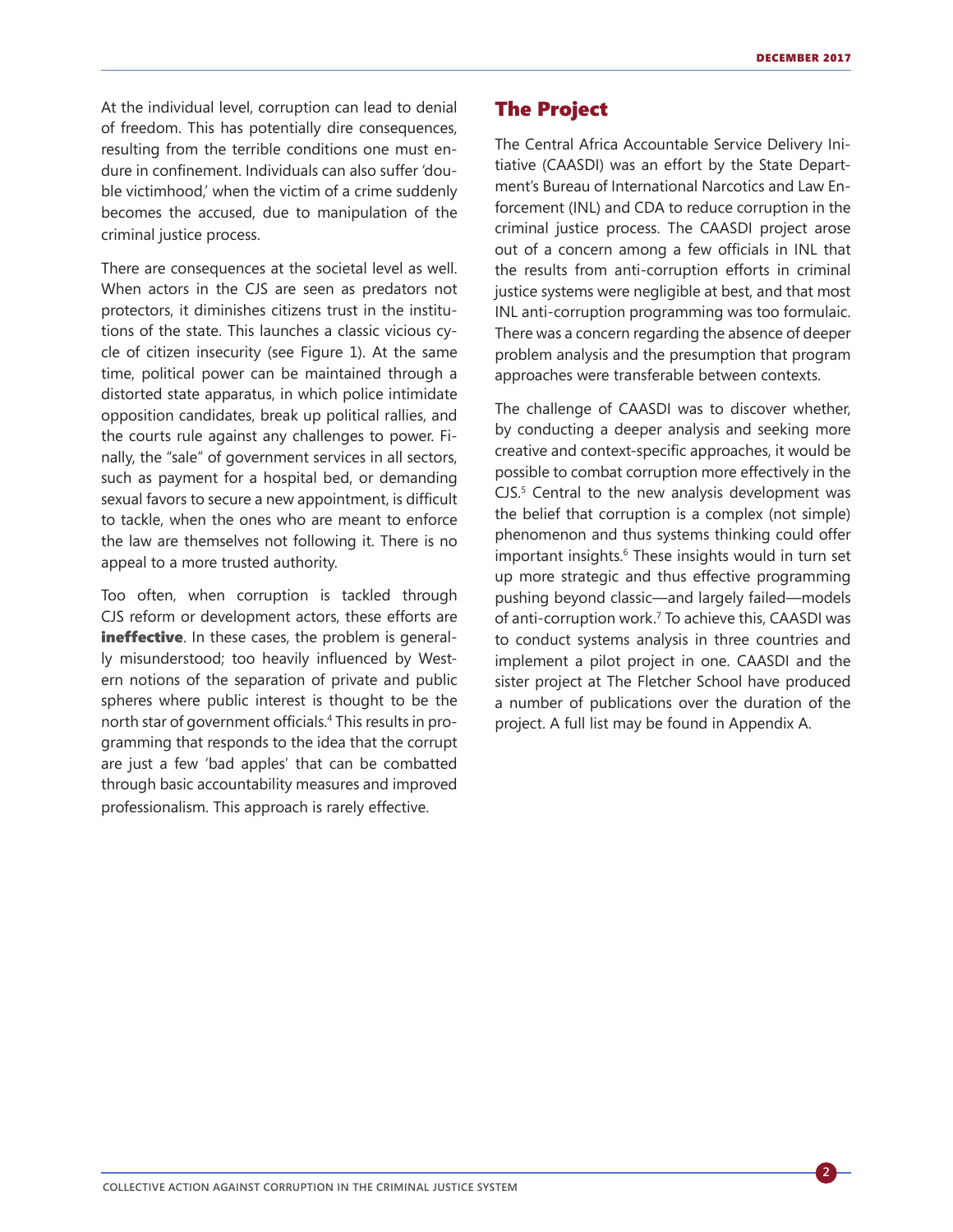At the individual level, corruption can lead to denial of freedom. This has potentially dire consequences, resulting from the terrible conditions one must endure in confinement. Individuals can also suffer 'double victimhood,' when the victim of a crime suddenly becomes the accused, due to manipulation of the criminal justice process.

There are consequences at the societal level as well. When actors in the CJS are seen as predators not protectors, it diminishes citizens trust in the institutions of the state. This launches a classic vicious cycle of citizen insecurity (see Figure 1). At the same time, political power can be maintained through a distorted state apparatus, in which police intimidate opposition candidates, break up political rallies, and the courts rule against any challenges to power. Finally, the "sale" of government services in all sectors, such as payment for a hospital bed, or demanding sexual favors to secure a new appointment, is difficult to tackle, when the ones who are meant to enforce the law are themselves not following it. There is no appeal to a more trusted authority.

Too often, when corruption is tackled through CJS reform or development actors, these efforts are **ineffective**. In these cases, the problem is generally misunderstood; too heavily influenced by Western notions of the separation of private and public spheres where public interest is thought to be the north star of government officials.[4] This results in programming that responds to the idea that the corrupt are just a few 'bad apples' that can be combatted through basic accountability measures and improved professionalism. This approach is rarely effective.

## The Project

The Central Africa Accountable Service Delivery Initiative (CAASDI) was an effort by the State Department's Bureau of International Narcotics and Law Enforcement (INL) and CDA to reduce corruption in the criminal justice process. The CAASDI project arose out of a concern among a few officials in INL that the results from anti-corruption efforts in criminal justice systems were negligible at best, and that most INL anti-corruption programming was too formulaic. There was a concern regarding the absence of deeper problem analysis and the presumption that program approaches were transferable between contexts.

The challenge of CAASDI was to discover whether, by conducting a deeper analysis and seeking more creative and context-specific approaches, it would be possible to combat corruption more effectively in the CJS.[5] Central to the new analysis development was the belief that corruption is a complex (not simple) phenomenon and thus systems thinking could offer important insights.[6] These insights would in turn set up more strategic and thus effective programming pushing beyond classic—and largely failed—models of anti-corruption work.[7] To achieve this, CAASDI was to conduct systems analysis in three countries and implement a pilot project in one. CAASDI and the sister project at The Fletcher School have produced a number of publications over the duration of the project. A full list may be found in Appendix A.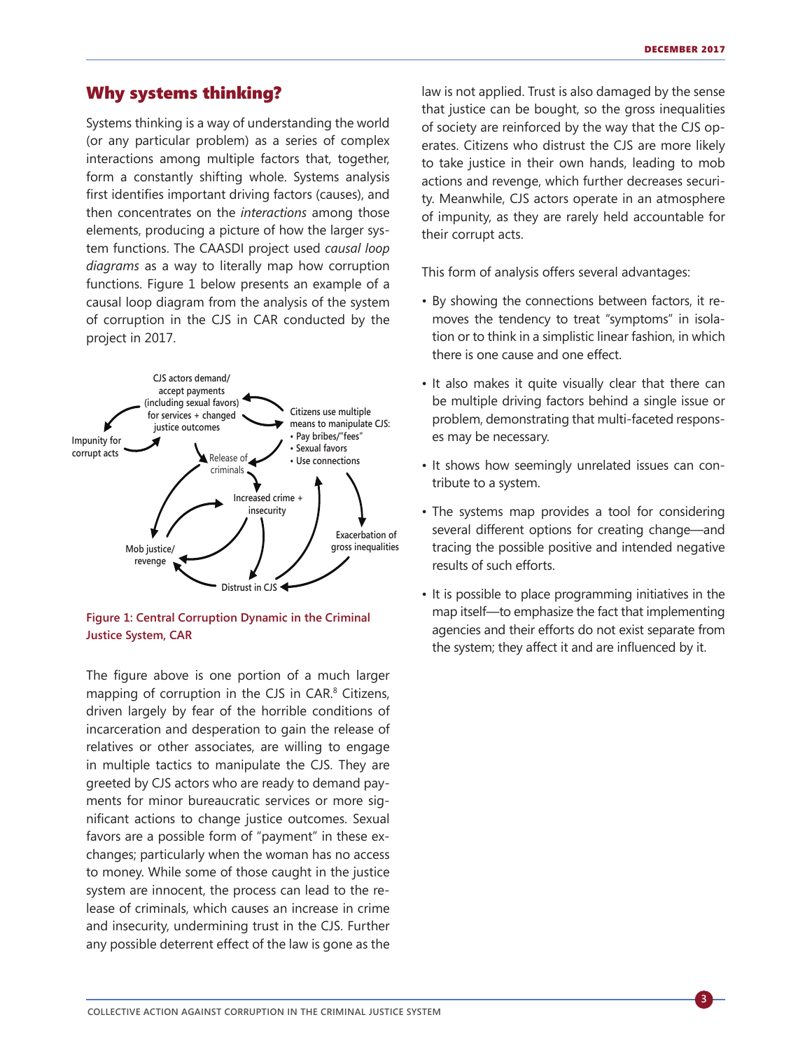## Why systems thinking?

Systems thinking is a way of understanding the world (or any particular problem) as a series of complex interactions among multiple factors that, together, form a constantly shifting whole. Systems analysis first identifies important driving factors (causes), and then concentrates on the *interactions* among those elements, producing a picture of how the larger system functions. The CAASDI project used *causal loop diagrams* as a way to literally map how corruption functions. Figure 1 below presents an example of a causal loop diagram from the analysis of the system of corruption in the CJS in CAR conducted by the project in 2017.

CJS actors demand/ accept payments (including sexual favors) for services + changed justice outcomes

Citizens use multiple means to manipulate CJS:
• Pay bribes/"fees"
• Sexual favors
• Use connections

Impunity for corrupt acts

Release of criminals

Increased crime + insecurity

Exacerbation of gross inequalities

Mob justice/ revenge

Distrust in CJS

**Figure 1: Central Corruption Dynamic in the Criminal Justice System, CAR**

The figure above is one portion of a much larger mapping of corruption in the CJS in CAR.[8] Citizens, driven largely by fear of the horrible conditions of incarceration and desperation to gain the release of relatives or other associates, are willing to engage in multiple tactics to manipulate the CJS. They are greeted by CJS actors who are ready to demand payments for minor bureaucratic services or more significant actions to change justice outcomes. Sexual favors are a possible form of "payment" in these exchanges; particularly when the woman has no access to money. While some of those caught in the justice system are innocent, the process can lead to the release of criminals, which causes an increase in crime and insecurity, undermining trust in the CJS. Further any possible deterrent effect of the law is gone as the law is not applied. Trust is also damaged by the sense that justice can be bought, so the gross inequalities of society are reinforced by the way that the CJS operates. Citizens who distrust the CJS are more likely to take justice in their own hands, leading to mob actions and revenge, which further decreases security. Meanwhile, CJS actors operate in an atmosphere of impunity, as they are rarely held accountable for their corrupt acts.

This form of analysis offers several advantages:

- By showing the connections between factors, it removes the tendency to treat "symptoms" in isolation or to think in a simplistic linear fashion, in which there is one cause and one effect.
- It also makes it quite visually clear that there can be multiple driving factors behind a single issue or problem, demonstrating that multi-faceted responses may be necessary.
- It shows how seemingly unrelated issues can contribute to a system.
- The systems map provides a tool for considering several different options for creating change—and tracing the possible positive and intended negative results of such efforts.
- It is possible to place programming initiatives in the map itself—to emphasize the fact that implementing agencies and their efforts do not exist separate from the system; they affect it and are influenced by it.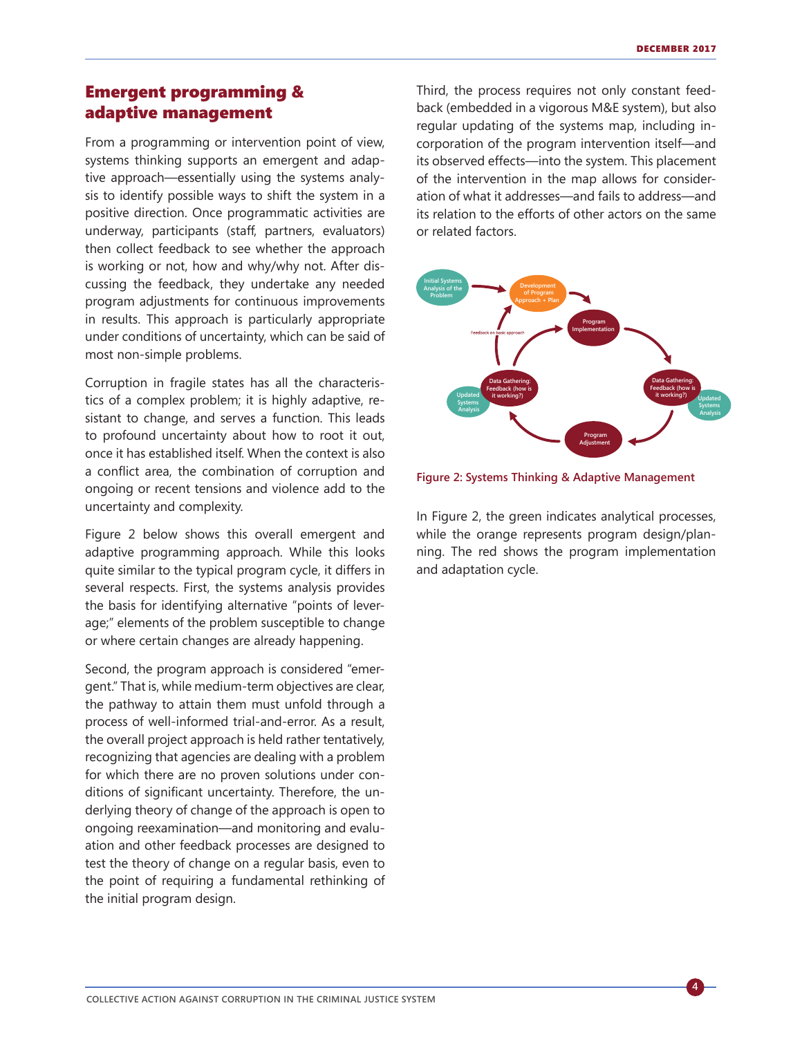## Emergent programming & adaptive management

From a programming or intervention point of view, systems thinking supports an emergent and adaptive approach—essentially using the systems analysis to identify possible ways to shift the system in a positive direction. Once programmatic activities are underway, participants (staff, partners, evaluators) then collect feedback to see whether the approach is working or not, how and why/why not. After discussing the feedback, they undertake any needed program adjustments for continuous improvements in results. This approach is particularly appropriate under conditions of uncertainty, which can be said of most non-simple problems.

Corruption in fragile states has all the characteristics of a complex problem; it is highly adaptive, resistant to change, and serves a function. This leads to profound uncertainty about how to root it out, once it has established itself. When the context is also a conflict area, the combination of corruption and ongoing or recent tensions and violence add to the uncertainty and complexity.

Figure 2 below shows this overall emergent and adaptive programming approach. While this looks quite similar to the typical program cycle, it differs in several respects. First, the systems analysis provides the basis for identifying alternative "points of leverage;" elements of the problem susceptible to change or where certain changes are already happening.

Second, the program approach is considered "emergent." That is, while medium-term objectives are clear, the pathway to attain them must unfold through a process of well-informed trial-and-error. As a result, the overall project approach is held rather tentatively, recognizing that agencies are dealing with a problem for which there are no proven solutions under conditions of significant uncertainty. Therefore, the underlying theory of change of the approach is open to ongoing reexamination—and monitoring and evaluation and other feedback processes are designed to test the theory of change on a regular basis, even to the point of requiring a fundamental rethinking of the initial program design.

Third, the process requires not only constant feedback (embedded in a vigorous M&E system), but also regular updating of the systems map, including incorporation of the program intervention itself—and its observed effects—into the system. This placement of the intervention in the map allows for consideration of what it addresses—and fails to address—and its relation to the efforts of other actors on the same or related factors.

Initial Systems Analysis of the Problem → Development of Program Approach + Plan → Program Implementation → Data Gathering: Feedback (how is it working?) [Updated Systems Analysis] → Program Adjustment → Data Gathering: Feedback (how is it working?) [Updated Systems Analysis] → Program Implementation; Feedback on basic approach → Development of Program Approach + Plan

**Figure 2: Systems Thinking & Adaptive Management**

In Figure 2, the green indicates analytical processes, while the orange represents program design/planning. The red shows the program implementation and adaptation cycle.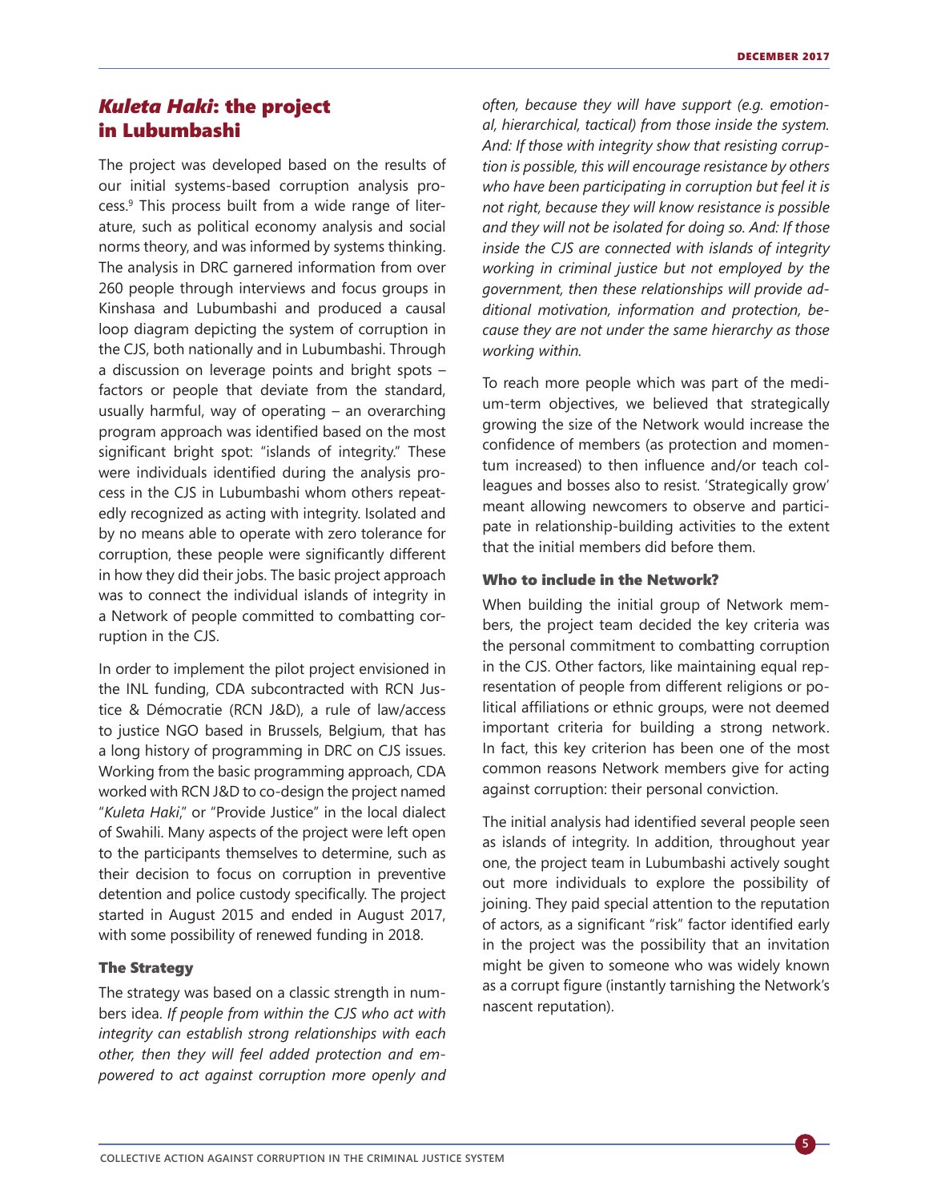## *Kuleta Haki*: the project in Lubumbashi

The project was developed based on the results of our initial systems-based corruption analysis process.[9] This process built from a wide range of literature, such as political economy analysis and social norms theory, and was informed by systems thinking. The analysis in DRC garnered information from over 260 people through interviews and focus groups in Kinshasa and Lubumbashi and produced a causal loop diagram depicting the system of corruption in the CJS, both nationally and in Lubumbashi. Through a discussion on leverage points and bright spots – factors or people that deviate from the standard, usually harmful, way of operating – an overarching program approach was identified based on the most significant bright spot: "islands of integrity." These were individuals identified during the analysis process in the CJS in Lubumbashi whom others repeatedly recognized as acting with integrity. Isolated and by no means able to operate with zero tolerance for corruption, these people were significantly different in how they did their jobs. The basic project approach was to connect the individual islands of integrity in a Network of people committed to combatting corruption in the CJS.

In order to implement the pilot project envisioned in the INL funding, CDA subcontracted with RCN Justice & Démocratie (RCN J&D), a rule of law/access to justice NGO based in Brussels, Belgium, that has a long history of programming in DRC on CJS issues. Working from the basic programming approach, CDA worked with RCN J&D to co-design the project named "*Kuleta Haki*," or "Provide Justice" in the local dialect of Swahili. Many aspects of the project were left open to the participants themselves to determine, such as their decision to focus on corruption in preventive detention and police custody specifically. The project started in August 2015 and ended in August 2017, with some possibility of renewed funding in 2018.

### The Strategy

The strategy was based on a classic strength in numbers idea. *If people from within the CJS who act with integrity can establish strong relationships with each other, then they will feel added protection and empowered to act against corruption more openly and often, because they will have support (e.g. emotional, hierarchical, tactical) from those inside the system. And: If those with integrity show that resisting corruption is possible, this will encourage resistance by others who have been participating in corruption but feel it is not right, because they will know resistance is possible and they will not be isolated for doing so. And: If those inside the CJS are connected with islands of integrity working in criminal justice but not employed by the government, then these relationships will provide additional motivation, information and protection, because they are not under the same hierarchy as those working within.*

To reach more people which was part of the medium-term objectives, we believed that strategically growing the size of the Network would increase the confidence of members (as protection and momentum increased) to then influence and/or teach colleagues and bosses also to resist. 'Strategically grow' meant allowing newcomers to observe and participate in relationship-building activities to the extent that the initial members did before them.

### Who to include in the Network?

When building the initial group of Network members, the project team decided the key criteria was the personal commitment to combatting corruption in the CJS. Other factors, like maintaining equal representation of people from different religions or political affiliations or ethnic groups, were not deemed important criteria for building a strong network. In fact, this key criterion has been one of the most common reasons Network members give for acting against corruption: their personal conviction.

The initial analysis had identified several people seen as islands of integrity. In addition, throughout year one, the project team in Lubumbashi actively sought out more individuals to explore the possibility of joining. They paid special attention to the reputation of actors, as a significant "risk" factor identified early in the project was the possibility that an invitation might be given to someone who was widely known as a corrupt figure (instantly tarnishing the Network's nascent reputation).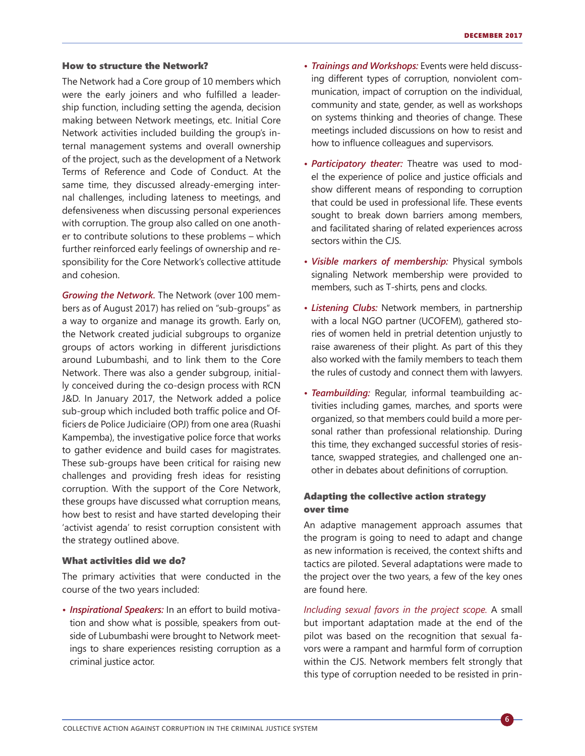### How to structure the Network?

The Network had a Core group of 10 members which were the early joiners and who fulfilled a leadership function, including setting the agenda, decision making between Network meetings, etc. Initial Core Network activities included building the group's internal management systems and overall ownership of the project, such as the development of a Network Terms of Reference and Code of Conduct. At the same time, they discussed already-emerging internal challenges, including lateness to meetings, and defensiveness when discussing personal experiences with corruption. The group also called on one another to contribute solutions to these problems – which further reinforced early feelings of ownership and responsibility for the Core Network's collective attitude and cohesion.

***Growing the Network.*** The Network (over 100 members as of August 2017) has relied on "sub-groups" as a way to organize and manage its growth. Early on, the Network created judicial subgroups to organize groups of actors working in different jurisdictions around Lubumbashi, and to link them to the Core Network. There was also a gender subgroup, initially conceived during the co-design process with RCN J&D. In January 2017, the Network added a police sub-group which included both traffic police and Officiers de Police Judiciaire (OPJ) from one area (Ruashi Kampemba), the investigative police force that works to gather evidence and build cases for magistrates. These sub-groups have been critical for raising new challenges and providing fresh ideas for resisting corruption. With the support of the Core Network, these groups have discussed what corruption means, how best to resist and have started developing their 'activist agenda' to resist corruption consistent with the strategy outlined above.

### What activities did we do?

The primary activities that were conducted in the course of the two years included:

- ***Inspirational Speakers:*** In an effort to build motivation and show what is possible, speakers from outside of Lubumbashi were brought to Network meetings to share experiences resisting corruption as a criminal justice actor.
- ***Trainings and Workshops:*** Events were held discussing different types of corruption, nonviolent communication, impact of corruption on the individual, community and state, gender, as well as workshops on systems thinking and theories of change. These meetings included discussions on how to resist and how to influence colleagues and supervisors.
- ***Participatory theater:*** Theatre was used to model the experience of police and justice officials and show different means of responding to corruption that could be used in professional life. These events sought to break down barriers among members, and facilitated sharing of related experiences across sectors within the CJS.
- ***Visible markers of membership:*** Physical symbols signaling Network membership were provided to members, such as T-shirts, pens and clocks.
- ***Listening Clubs:*** Network members, in partnership with a local NGO partner (UCOFEM), gathered stories of women held in pretrial detention unjustly to raise awareness of their plight. As part of this they also worked with the family members to teach them the rules of custody and connect them with lawyers.
- ***Teambuilding:*** Regular, informal teambuilding activities including games, marches, and sports were organized, so that members could build a more personal rather than professional relationship. During this time, they exchanged successful stories of resistance, swapped strategies, and challenged one another in debates about definitions of corruption.

### Adapting the collective action strategy over time

An adaptive management approach assumes that the program is going to need to adapt and change as new information is received, the context shifts and tactics are piloted. Several adaptations were made to the project over the two years, a few of the key ones are found here.

*Including sexual favors in the project scope.* A small but important adaptation made at the end of the pilot was based on the recognition that sexual favors were a rampant and harmful form of corruption within the CJS. Network members felt strongly that this type of corruption needed to be resisted in prin-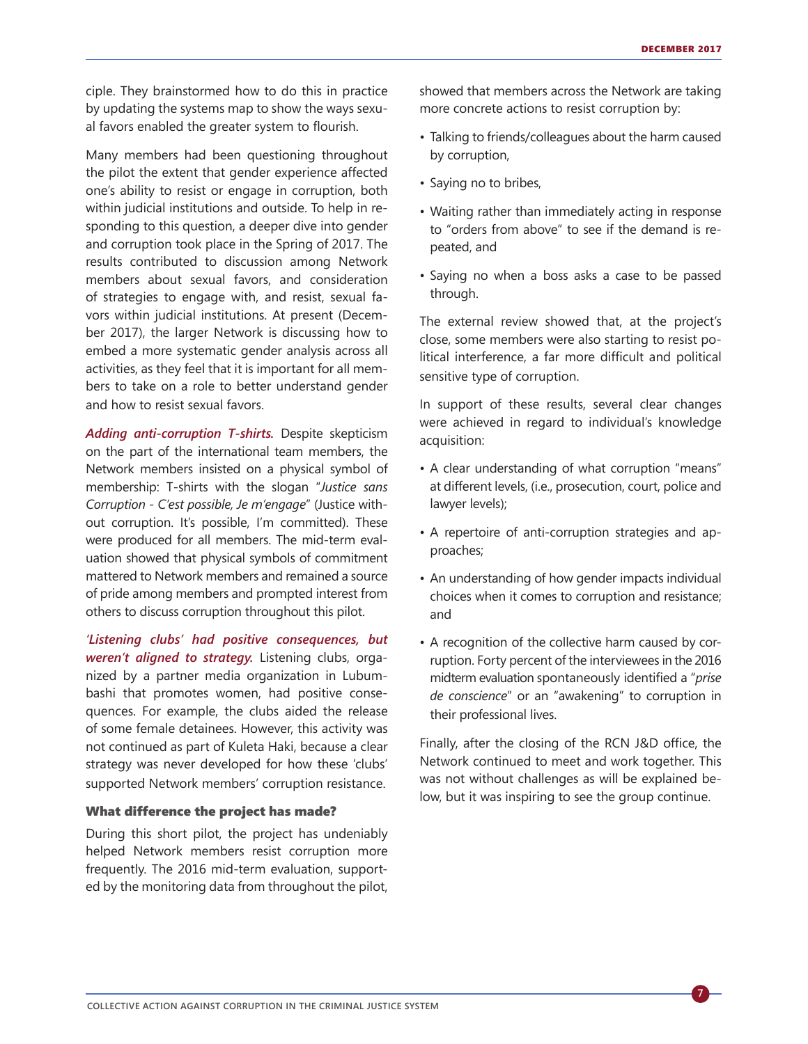ciple. They brainstormed how to do this in practice by updating the systems map to show the ways sexual favors enabled the greater system to flourish.

Many members had been questioning throughout the pilot the extent that gender experience affected one's ability to resist or engage in corruption, both within judicial institutions and outside. To help in responding to this question, a deeper dive into gender and corruption took place in the Spring of 2017. The results contributed to discussion among Network members about sexual favors, and consideration of strategies to engage with, and resist, sexual favors within judicial institutions. At present (December 2017), the larger Network is discussing how to embed a more systematic gender analysis across all activities, as they feel that it is important for all members to take on a role to better understand gender and how to resist sexual favors.

***Adding anti-corruption T-shirts.*** Despite skepticism on the part of the international team members, the Network members insisted on a physical symbol of membership: T-shirts with the slogan "*Justice sans Corruption - C'est possible, Je m'engage*" (Justice without corruption. It's possible, I'm committed). These were produced for all members. The mid-term evaluation showed that physical symbols of commitment mattered to Network members and remained a source of pride among members and prompted interest from others to discuss corruption throughout this pilot.

***'Listening clubs' had positive consequences, but weren't aligned to strategy.*** Listening clubs, organized by a partner media organization in Lubumbashi that promotes women, had positive consequences. For example, the clubs aided the release of some female detainees. However, this activity was not continued as part of Kuleta Haki, because a clear strategy was never developed for how these 'clubs' supported Network members' corruption resistance.

### What difference the project has made?

During this short pilot, the project has undeniably helped Network members resist corruption more frequently. The 2016 mid-term evaluation, supported by the monitoring data from throughout the pilot, showed that members across the Network are taking more concrete actions to resist corruption by:

- Talking to friends/colleagues about the harm caused by corruption,
- Saying no to bribes,
- Waiting rather than immediately acting in response to "orders from above" to see if the demand is repeated, and
- Saying no when a boss asks a case to be passed through.

The external review showed that, at the project's close, some members were also starting to resist political interference, a far more difficult and political sensitive type of corruption.

In support of these results, several clear changes were achieved in regard to individual's knowledge acquisition:

- A clear understanding of what corruption "means" at different levels, (i.e., prosecution, court, police and lawyer levels);
- A repertoire of anti-corruption strategies and approaches;
- An understanding of how gender impacts individual choices when it comes to corruption and resistance; and
- A recognition of the collective harm caused by corruption. Forty percent of the interviewees in the 2016 midterm evaluation spontaneously identified a "*prise de conscience*" or an "awakening" to corruption in their professional lives.

Finally, after the closing of the RCN J&D office, the Network continued to meet and work together. This was not without challenges as will be explained below, but it was inspiring to see the group continue.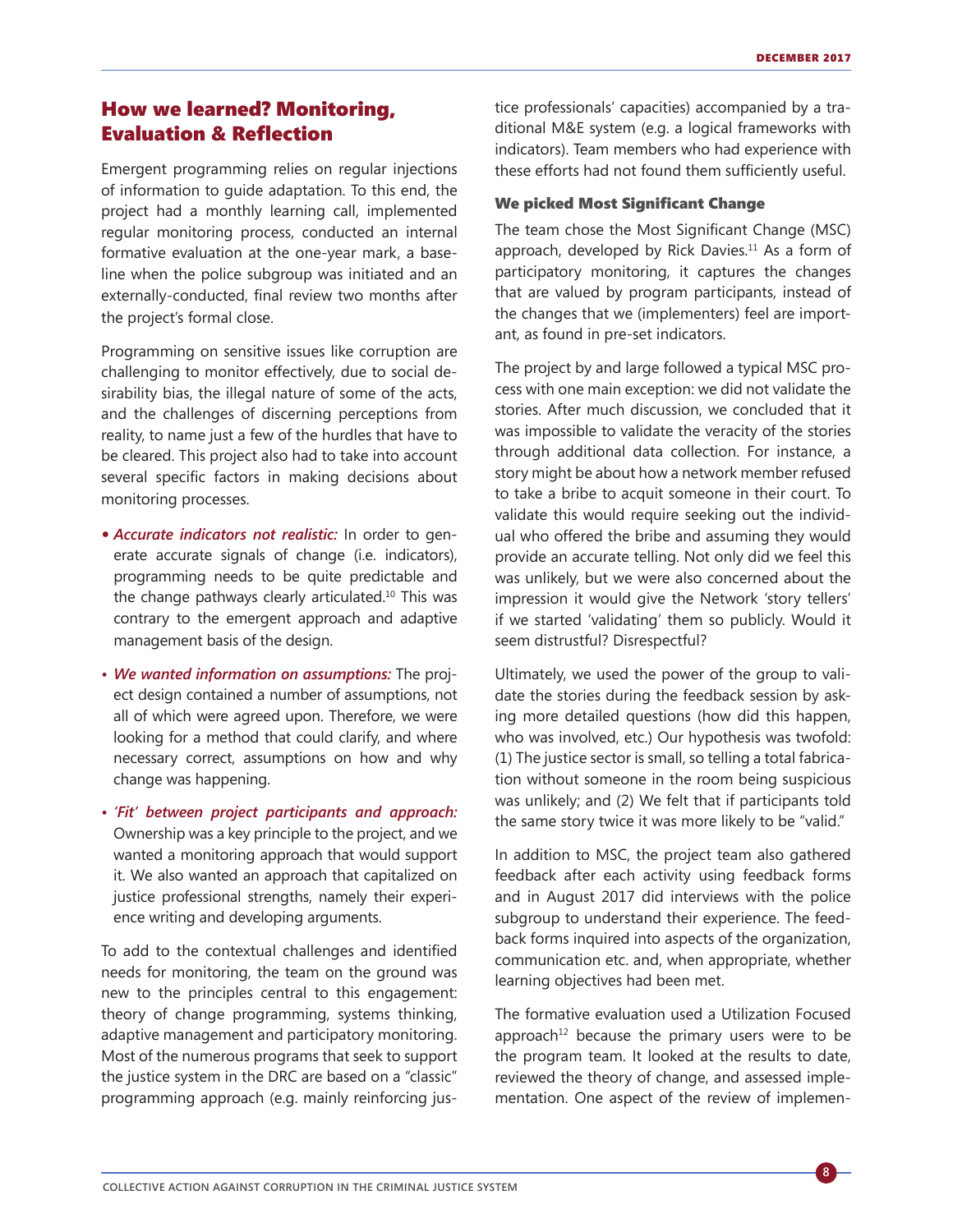## How we learned? Monitoring, Evaluation & Reflection

Emergent programming relies on regular injections of information to guide adaptation. To this end, the project had a monthly learning call, implemented regular monitoring process, conducted an internal formative evaluation at the one-year mark, a baseline when the police subgroup was initiated and an externally-conducted, final review two months after the project's formal close.

Programming on sensitive issues like corruption are challenging to monitor effectively, due to social desirability bias, the illegal nature of some of the acts, and the challenges of discerning perceptions from reality, to name just a few of the hurdles that have to be cleared. This project also had to take into account several specific factors in making decisions about monitoring processes.

- ***Accurate indicators not realistic:*** In order to generate accurate signals of change (i.e. indicators), programming needs to be quite predictable and the change pathways clearly articulated.[10] This was contrary to the emergent approach and adaptive management basis of the design.
- ***We wanted information on assumptions:*** The project design contained a number of assumptions, not all of which were agreed upon. Therefore, we were looking for a method that could clarify, and where necessary correct, assumptions on how and why change was happening.
- ***'Fit' between project participants and approach:*** Ownership was a key principle to the project, and we wanted a monitoring approach that would support it. We also wanted an approach that capitalized on justice professional strengths, namely their experience writing and developing arguments.

To add to the contextual challenges and identified needs for monitoring, the team on the ground was new to the principles central to this engagement: theory of change programming, systems thinking, adaptive management and participatory monitoring. Most of the numerous programs that seek to support the justice system in the DRC are based on a "classic" programming approach (e.g. mainly reinforcing justice professionals' capacities) accompanied by a traditional M&E system (e.g. a logical frameworks with indicators). Team members who had experience with these efforts had not found them sufficiently useful.

### We picked Most Significant Change

The team chose the Most Significant Change (MSC) approach, developed by Rick Davies.[11] As a form of participatory monitoring, it captures the changes that are valued by program participants, instead of the changes that we (implementers) feel are important, as found in pre-set indicators.

The project by and large followed a typical MSC process with one main exception: we did not validate the stories. After much discussion, we concluded that it was impossible to validate the veracity of the stories through additional data collection. For instance, a story might be about how a network member refused to take a bribe to acquit someone in their court. To validate this would require seeking out the individual who offered the bribe and assuming they would provide an accurate telling. Not only did we feel this was unlikely, but we were also concerned about the impression it would give the Network 'story tellers' if we started 'validating' them so publicly. Would it seem distrustful? Disrespectful?

Ultimately, we used the power of the group to validate the stories during the feedback session by asking more detailed questions (how did this happen, who was involved, etc.) Our hypothesis was twofold: (1) The justice sector is small, so telling a total fabrication without someone in the room being suspicious was unlikely; and (2) We felt that if participants told the same story twice it was more likely to be "valid."

In addition to MSC, the project team also gathered feedback after each activity using feedback forms and in August 2017 did interviews with the police subgroup to understand their experience. The feedback forms inquired into aspects of the organization, communication etc. and, when appropriate, whether learning objectives had been met.

The formative evaluation used a Utilization Focused approach[12] because the primary users were to be the program team. It looked at the results to date, reviewed the theory of change, and assessed implementation. One aspect of the review of implemen-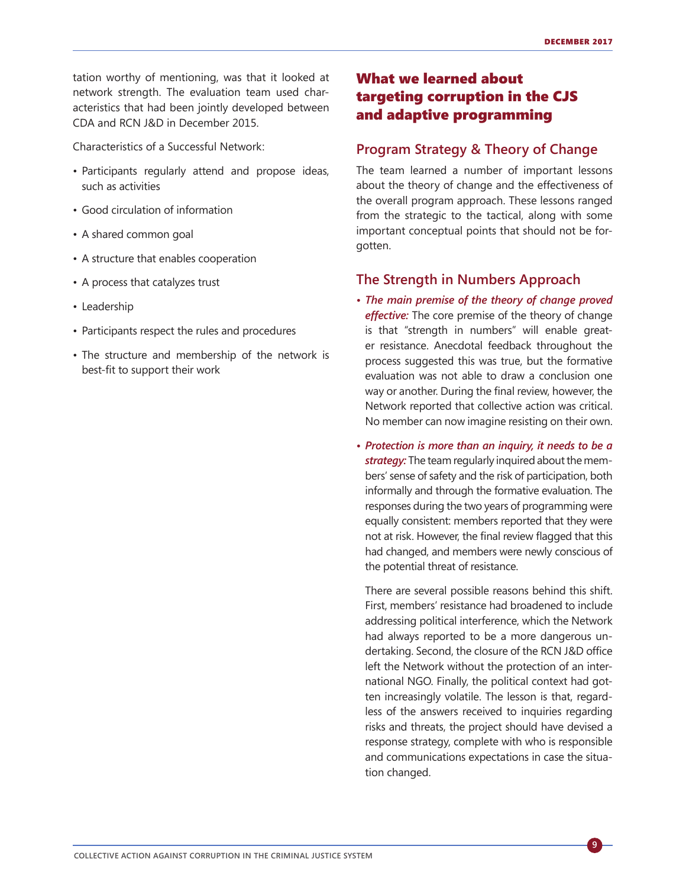tation worthy of mentioning, was that it looked at network strength. The evaluation team used characteristics that had been jointly developed between CDA and RCN J&D in December 2015.

Characteristics of a Successful Network:

- Participants regularly attend and propose ideas, such as activities
- Good circulation of information
- A shared common goal
- A structure that enables cooperation
- A process that catalyzes trust
- Leadership
- Participants respect the rules and procedures
- The structure and membership of the network is best-fit to support their work

## What we learned about targeting corruption in the CJS and adaptive programming

### Program Strategy & Theory of Change

The team learned a number of important lessons about the theory of change and the effectiveness of the overall program approach. These lessons ranged from the strategic to the tactical, along with some important conceptual points that should not be forgotten.

### The Strength in Numbers Approach

- ***The main premise of the theory of change proved effective:*** The core premise of the theory of change is that "strength in numbers" will enable greater resistance. Anecdotal feedback throughout the process suggested this was true, but the formative evaluation was not able to draw a conclusion one way or another. During the final review, however, the Network reported that collective action was critical. No member can now imagine resisting on their own.

- ***Protection is more than an inquiry, it needs to be a strategy:*** The team regularly inquired about the members' sense of safety and the risk of participation, both informally and through the formative evaluation. The responses during the two years of programming were equally consistent: members reported that they were not at risk. However, the final review flagged that this had changed, and members were newly conscious of the potential threat of resistance.

  There are several possible reasons behind this shift. First, members' resistance had broadened to include addressing political interference, which the Network had always reported to be a more dangerous undertaking. Second, the closure of the RCN J&D office left the Network without the protection of an international NGO. Finally, the political context had gotten increasingly volatile. The lesson is that, regardless of the answers received to inquiries regarding risks and threats, the project should have devised a response strategy, complete with who is responsible and communications expectations in case the situation changed.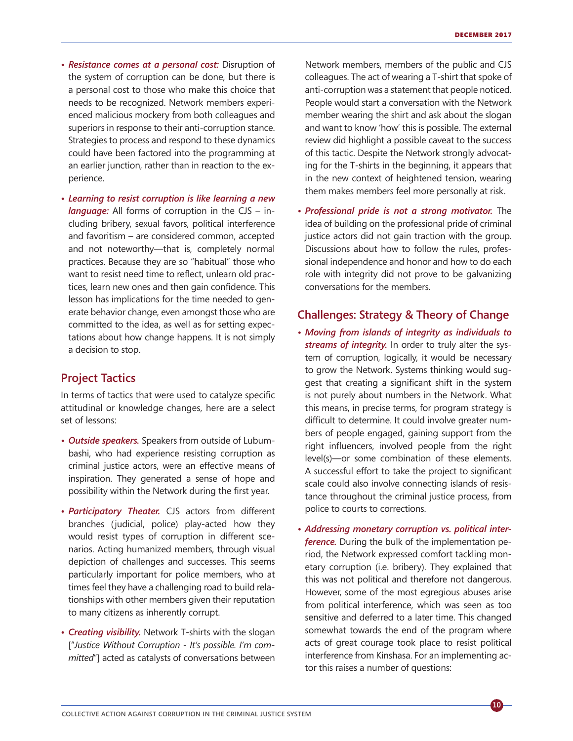- ***Resistance comes at a personal cost:*** Disruption of the system of corruption can be done, but there is a personal cost to those who make this choice that needs to be recognized. Network members experienced malicious mockery from both colleagues and superiors in response to their anti-corruption stance. Strategies to process and respond to these dynamics could have been factored into the programming at an earlier junction, rather than in reaction to the experience.
- ***Learning to resist corruption is like learning a new language:*** All forms of corruption in the CJS – including bribery, sexual favors, political interference and favoritism – are considered common, accepted and not noteworthy—that is, completely normal practices. Because they are so "habitual" those who want to resist need time to reflect, unlearn old practices, learn new ones and then gain confidence. This lesson has implications for the time needed to generate behavior change, even amongst those who are committed to the idea, as well as for setting expectations about how change happens. It is not simply a decision to stop.

## Project Tactics

In terms of tactics that were used to catalyze specific attitudinal or knowledge changes, here are a select set of lessons:

- ***Outside speakers.*** Speakers from outside of Lubumbashi, who had experience resisting corruption as criminal justice actors, were an effective means of inspiration. They generated a sense of hope and possibility within the Network during the first year.
- ***Participatory Theater.*** CJS actors from different branches (judicial, police) play-acted how they would resist types of corruption in different scenarios. Acting humanized members, through visual depiction of challenges and successes. This seems particularly important for police members, who at times feel they have a challenging road to build relationships with other members given their reputation to many citizens as inherently corrupt.
- ***Creating visibility.*** Network T-shirts with the slogan ["*Justice Without Corruption - It's possible. I'm committed*"] acted as catalysts of conversations between Network members, members of the public and CJS colleagues. The act of wearing a T-shirt that spoke of anti-corruption was a statement that people noticed. People would start a conversation with the Network member wearing the shirt and ask about the slogan and want to know 'how' this is possible. The external review did highlight a possible caveat to the success of this tactic. Despite the Network strongly advocating for the T-shirts in the beginning, it appears that in the new context of heightened tension, wearing them makes members feel more personally at risk.
- ***Professional pride is not a strong motivator.*** The idea of building on the professional pride of criminal justice actors did not gain traction with the group. Discussions about how to follow the rules, professional independence and honor and how to do each role with integrity did not prove to be galvanizing conversations for the members.

## Challenges: Strategy & Theory of Change

- ***Moving from islands of integrity as individuals to streams of integrity.*** In order to truly alter the system of corruption, logically, it would be necessary to grow the Network. Systems thinking would suggest that creating a significant shift in the system is not purely about numbers in the Network. What this means, in precise terms, for program strategy is difficult to determine. It could involve greater numbers of people engaged, gaining support from the right influencers, involved people from the right level(s)—or some combination of these elements. A successful effort to take the project to significant scale could also involve connecting islands of resistance throughout the criminal justice process, from police to courts to corrections.
- ***Addressing monetary corruption vs. political interference.*** During the bulk of the implementation period, the Network expressed comfort tackling monetary corruption (i.e. bribery). They explained that this was not political and therefore not dangerous. However, some of the most egregious abuses arise from political interference, which was seen as too sensitive and deferred to a later time. This changed somewhat towards the end of the program where acts of great courage took place to resist political interference from Kinshasa. For an implementing actor this raises a number of questions: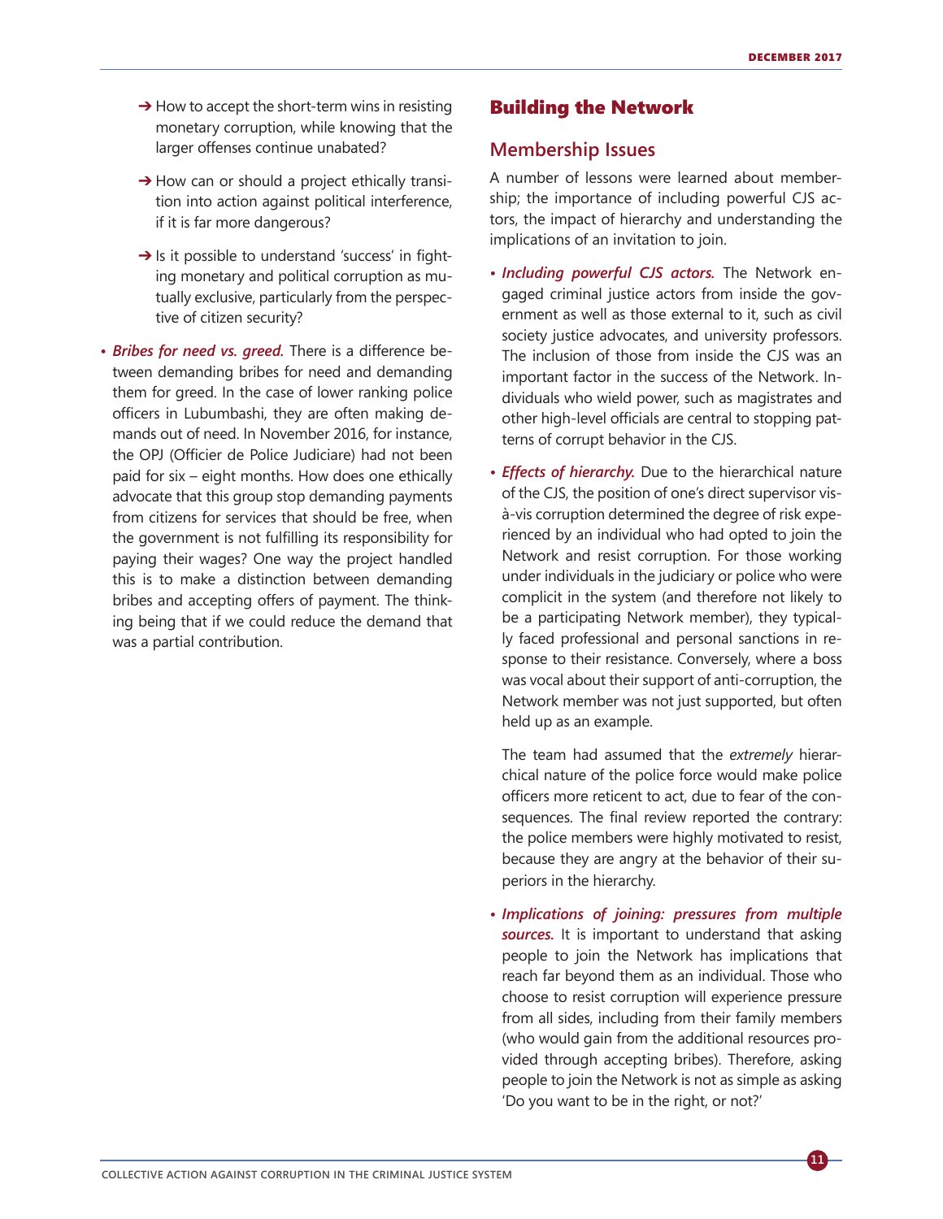- ➔ How to accept the short-term wins in resisting monetary corruption, while knowing that the larger offenses continue unabated?

- ➔ How can or should a project ethically transition into action against political interference, if it is far more dangerous?

- ➔ Is it possible to understand 'success' in fighting monetary and political corruption as mutually exclusive, particularly from the perspective of citizen security?

- ***Bribes for need vs. greed.*** There is a difference between demanding bribes for need and demanding them for greed. In the case of lower ranking police officers in Lubumbashi, they are often making demands out of need. In November 2016, for instance, the OPJ (Officier de Police Judiciare) had not been paid for six – eight months. How does one ethically advocate that this group stop demanding payments from citizens for services that should be free, when the government is not fulfilling its responsibility for paying their wages? One way the project handled this is to make a distinction between demanding bribes and accepting offers of payment. The thinking being that if we could reduce the demand that was a partial contribution.

## Building the Network

### Membership Issues

A number of lessons were learned about membership; the importance of including powerful CJS actors, the impact of hierarchy and understanding the implications of an invitation to join.

- ***Including powerful CJS actors.*** The Network engaged criminal justice actors from inside the government as well as those external to it, such as civil society justice advocates, and university professors. The inclusion of those from inside the CJS was an important factor in the success of the Network. Individuals who wield power, such as magistrates and other high-level officials are central to stopping patterns of corrupt behavior in the CJS.

- ***Effects of hierarchy.*** Due to the hierarchical nature of the CJS, the position of one's direct supervisor vis-à-vis corruption determined the degree of risk experienced by an individual who had opted to join the Network and resist corruption. For those working under individuals in the judiciary or police who were complicit in the system (and therefore not likely to be a participating Network member), they typically faced professional and personal sanctions in response to their resistance. Conversely, where a boss was vocal about their support of anti-corruption, the Network member was not just supported, but often held up as an example.

  The team had assumed that the *extremely* hierarchical nature of the police force would make police officers more reticent to act, due to fear of the consequences. The final review reported the contrary: the police members were highly motivated to resist, because they are angry at the behavior of their superiors in the hierarchy.

- ***Implications of joining: pressures from multiple sources.*** It is important to understand that asking people to join the Network has implications that reach far beyond them as an individual. Those who choose to resist corruption will experience pressure from all sides, including from their family members (who would gain from the additional resources provided through accepting bribes). Therefore, asking people to join the Network is not as simple as asking 'Do you want to be in the right, or not?'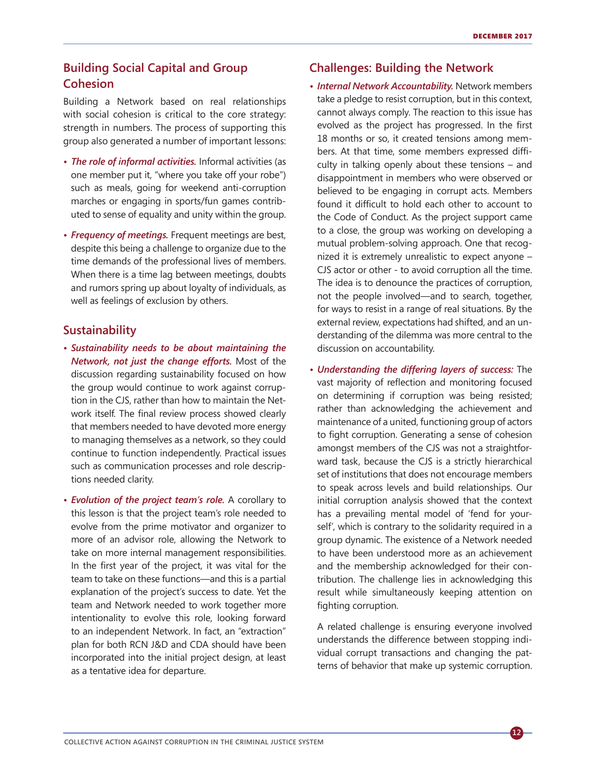## Building Social Capital and Group Cohesion

Building a Network based on real relationships with social cohesion is critical to the core strategy: strength in numbers. The process of supporting this group also generated a number of important lessons:

- ***The role of informal activities.*** Informal activities (as one member put it, "where you take off your robe") such as meals, going for weekend anti-corruption marches or engaging in sports/fun games contributed to sense of equality and unity within the group.
- ***Frequency of meetings.*** Frequent meetings are best, despite this being a challenge to organize due to the time demands of the professional lives of members. When there is a time lag between meetings, doubts and rumors spring up about loyalty of individuals, as well as feelings of exclusion by others.

## Sustainability

- ***Sustainability needs to be about maintaining the Network, not just the change efforts.*** Most of the discussion regarding sustainability focused on how the group would continue to work against corruption in the CJS, rather than how to maintain the Network itself. The final review process showed clearly that members needed to have devoted more energy to managing themselves as a network, so they could continue to function independently. Practical issues such as communication processes and role descriptions needed clarity.
- ***Evolution of the project team's role.*** A corollary to this lesson is that the project team's role needed to evolve from the prime motivator and organizer to more of an advisor role, allowing the Network to take on more internal management responsibilities. In the first year of the project, it was vital for the team to take on these functions—and this is a partial explanation of the project's success to date. Yet the team and Network needed to work together more intentionality to evolve this role, looking forward to an independent Network. In fact, an "extraction" plan for both RCN J&D and CDA should have been incorporated into the initial project design, at least as a tentative idea for departure.

## Challenges: Building the Network

- ***Internal Network Accountability.*** Network members take a pledge to resist corruption, but in this context, cannot always comply. The reaction to this issue has evolved as the project has progressed. In the first 18 months or so, it created tensions among members. At that time, some members expressed difficulty in talking openly about these tensions – and disappointment in members who were observed or believed to be engaging in corrupt acts. Members found it difficult to hold each other to account to the Code of Conduct. As the project support came to a close, the group was working on developing a mutual problem-solving approach. One that recognized it is extremely unrealistic to expect anyone – CJS actor or other - to avoid corruption all the time. The idea is to denounce the practices of corruption, not the people involved—and to search, together, for ways to resist in a range of real situations. By the external review, expectations had shifted, and an understanding of the dilemma was more central to the discussion on accountability.
- ***Understanding the differing layers of success:*** The vast majority of reflection and monitoring focused on determining if corruption was being resisted; rather than acknowledging the achievement and maintenance of a united, functioning group of actors to fight corruption. Generating a sense of cohesion amongst members of the CJS was not a straightforward task, because the CJS is a strictly hierarchical set of institutions that does not encourage members to speak across levels and build relationships. Our initial corruption analysis showed that the context has a prevailing mental model of 'fend for yourself', which is contrary to the solidarity required in a group dynamic. The existence of a Network needed to have been understood more as an achievement and the membership acknowledged for their contribution. The challenge lies in acknowledging this result while simultaneously keeping attention on fighting corruption.

  A related challenge is ensuring everyone involved understands the difference between stopping individual corrupt transactions and changing the patterns of behavior that make up systemic corruption.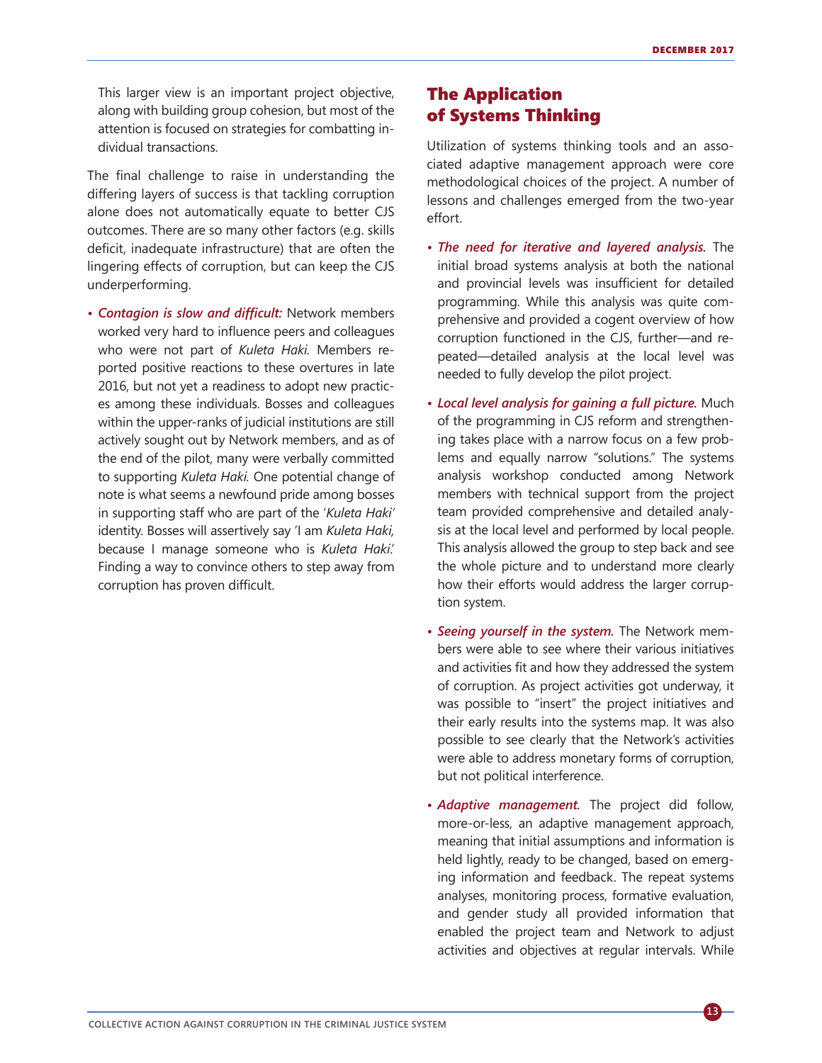This larger view is an important project objective, along with building group cohesion, but most of the attention is focused on strategies for combatting individual transactions.

The final challenge to raise in understanding the differing layers of success is that tackling corruption alone does not automatically equate to better CJS outcomes. There are so many other factors (e.g. skills deficit, inadequate infrastructure) that are often the lingering effects of corruption, but can keep the CJS underperforming.

- ***Contagion is slow and difficult:*** Network members worked very hard to influence peers and colleagues who were not part of *Kuleta Haki.* Members reported positive reactions to these overtures in late 2016, but not yet a readiness to adopt new practices among these individuals. Bosses and colleagues within the upper-ranks of judicial institutions are still actively sought out by Network members, and as of the end of the pilot, many were verbally committed to supporting *Kuleta Haki.* One potential change of note is what seems a newfound pride among bosses in supporting staff who are part of the '*Kuleta Haki*' identity. Bosses will assertively say 'I am *Kuleta Haki,* because I manage someone who is *Kuleta Haki*.' Finding a way to convince others to step away from corruption has proven difficult.

## The Application of Systems Thinking

Utilization of systems thinking tools and an associated adaptive management approach were core methodological choices of the project. A number of lessons and challenges emerged from the two-year effort.

- ***The need for iterative and layered analysis.*** The initial broad systems analysis at both the national and provincial levels was insufficient for detailed programming. While this analysis was quite comprehensive and provided a cogent overview of how corruption functioned in the CJS, further—and repeated—detailed analysis at the local level was needed to fully develop the pilot project.
- ***Local level analysis for gaining a full picture.*** Much of the programming in CJS reform and strengthening takes place with a narrow focus on a few problems and equally narrow "solutions." The systems analysis workshop conducted among Network members with technical support from the project team provided comprehensive and detailed analysis at the local level and performed by local people. This analysis allowed the group to step back and see the whole picture and to understand more clearly how their efforts would address the larger corruption system.
- ***Seeing yourself in the system.*** The Network members were able to see where their various initiatives and activities fit and how they addressed the system of corruption. As project activities got underway, it was possible to "insert" the project initiatives and their early results into the systems map. It was also possible to see clearly that the Network's activities were able to address monetary forms of corruption, but not political interference.
- ***Adaptive management.*** The project did follow, more-or-less, an adaptive management approach, meaning that initial assumptions and information is held lightly, ready to be changed, based on emerging information and feedback. The repeat systems analyses, monitoring process, formative evaluation, and gender study all provided information that enabled the project team and Network to adjust activities and objectives at regular intervals. While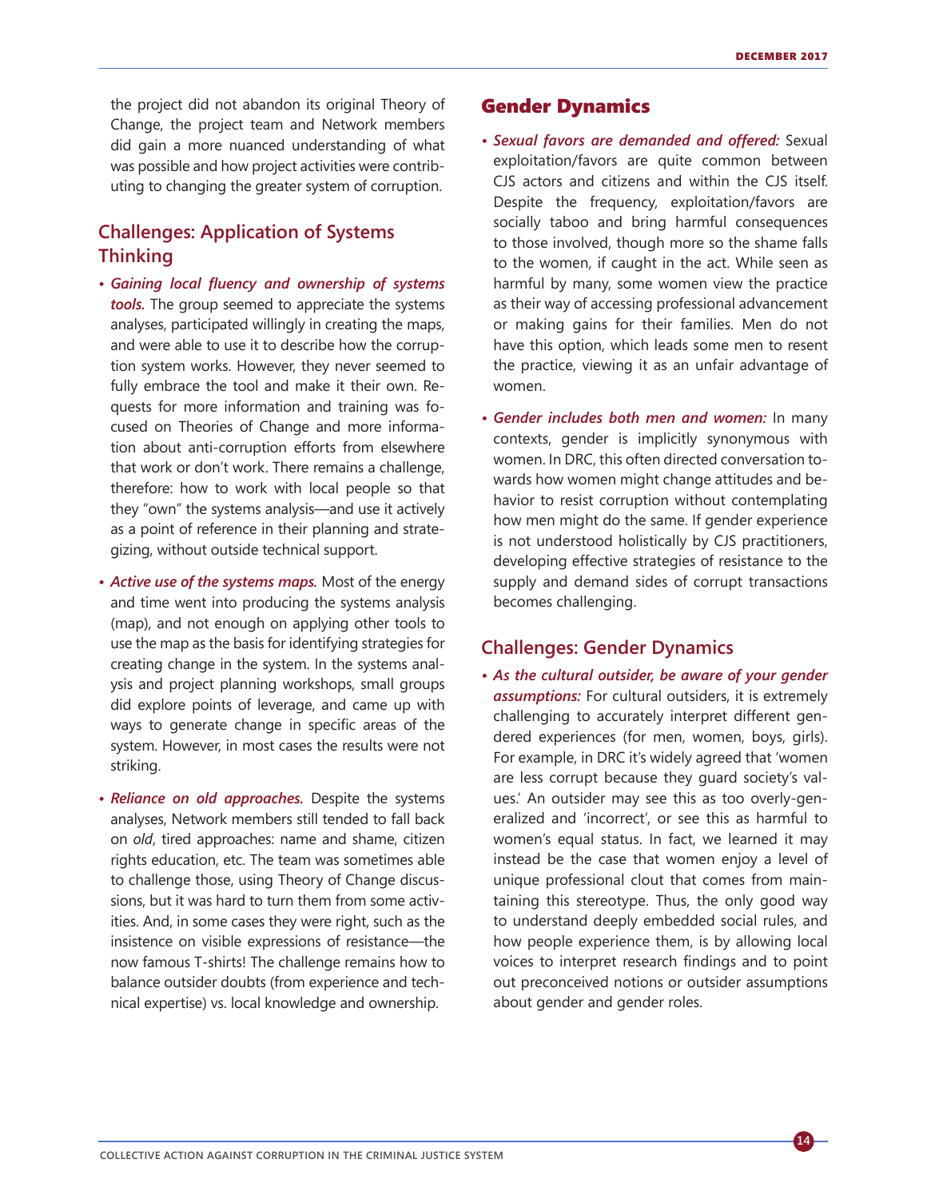the project did not abandon its original Theory of Change, the project team and Network members did gain a more nuanced understanding of what was possible and how project activities were contributing to changing the greater system of corruption.

### Challenges: Application of Systems Thinking

- ***Gaining local fluency and ownership of systems tools.*** The group seemed to appreciate the systems analyses, participated willingly in creating the maps, and were able to use it to describe how the corruption system works. However, they never seemed to fully embrace the tool and make it their own. Requests for more information and training was focused on Theories of Change and more information about anti-corruption efforts from elsewhere that work or don't work. There remains a challenge, therefore: how to work with local people so that they "own" the systems analysis—and use it actively as a point of reference in their planning and strategizing, without outside technical support.
- ***Active use of the systems maps.*** Most of the energy and time went into producing the systems analysis (map), and not enough on applying other tools to use the map as the basis for identifying strategies for creating change in the system. In the systems analysis and project planning workshops, small groups did explore points of leverage, and came up with ways to generate change in specific areas of the system. However, in most cases the results were not striking.
- ***Reliance on old approaches.*** Despite the systems analyses, Network members still tended to fall back on *old*, tired approaches: name and shame, citizen rights education, etc. The team was sometimes able to challenge those, using Theory of Change discussions, but it was hard to turn them from some activities. And, in some cases they were right, such as the insistence on visible expressions of resistance—the now famous T-shirts! The challenge remains how to balance outsider doubts (from experience and technical expertise) vs. local knowledge and ownership.

## Gender Dynamics

- ***Sexual favors are demanded and offered:*** Sexual exploitation/favors are quite common between CJS actors and citizens and within the CJS itself. Despite the frequency, exploitation/favors are socially taboo and bring harmful consequences to those involved, though more so the shame falls to the women, if caught in the act. While seen as harmful by many, some women view the practice as their way of accessing professional advancement or making gains for their families. Men do not have this option, which leads some men to resent the practice, viewing it as an unfair advantage of women.
- ***Gender includes both men and women:*** In many contexts, gender is implicitly synonymous with women. In DRC, this often directed conversation towards how women might change attitudes and behavior to resist corruption without contemplating how men might do the same. If gender experience is not understood holistically by CJS practitioners, developing effective strategies of resistance to the supply and demand sides of corrupt transactions becomes challenging.

### Challenges: Gender Dynamics

- ***As the cultural outsider, be aware of your gender assumptions:*** For cultural outsiders, it is extremely challenging to accurately interpret different gendered experiences (for men, women, boys, girls). For example, in DRC it's widely agreed that 'women are less corrupt because they guard society's values.' An outsider may see this as too overly-generalized and 'incorrect', or see this as harmful to women's equal status. In fact, we learned it may instead be the case that women enjoy a level of unique professional clout that comes from maintaining this stereotype. Thus, the only good way to understand deeply embedded social rules, and how people experience them, is by allowing local voices to interpret research findings and to point out preconceived notions or outsider assumptions about gender and gender roles.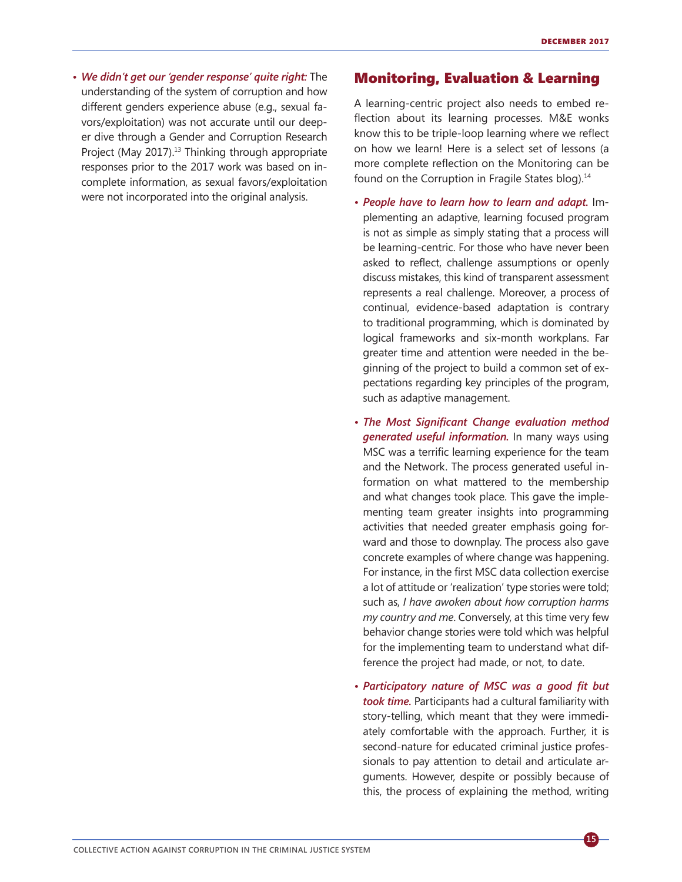- ***We didn't get our 'gender response' quite right:*** The understanding of the system of corruption and how different genders experience abuse (e.g., sexual favors/exploitation) was not accurate until our deeper dive through a Gender and Corruption Research Project (May 2017).[13] Thinking through appropriate responses prior to the 2017 work was based on incomplete information, as sexual favors/exploitation were not incorporated into the original analysis.

## Monitoring, Evaluation & Learning

A learning-centric project also needs to embed reflection about its learning processes. M&E wonks know this to be triple-loop learning where we reflect on how we learn! Here is a select set of lessons (a more complete reflection on the Monitoring can be found on the Corruption in Fragile States blog).[14]

- ***People have to learn how to learn and adapt.*** Implementing an adaptive, learning focused program is not as simple as simply stating that a process will be learning-centric. For those who have never been asked to reflect, challenge assumptions or openly discuss mistakes, this kind of transparent assessment represents a real challenge. Moreover, a process of continual, evidence-based adaptation is contrary to traditional programming, which is dominated by logical frameworks and six-month workplans. Far greater time and attention were needed in the beginning of the project to build a common set of expectations regarding key principles of the program, such as adaptive management.

- ***The Most Significant Change evaluation method generated useful information.*** In many ways using MSC was a terrific learning experience for the team and the Network. The process generated useful information on what mattered to the membership and what changes took place. This gave the implementing team greater insights into programming activities that needed greater emphasis going forward and those to downplay. The process also gave concrete examples of where change was happening. For instance, in the first MSC data collection exercise a lot of attitude or 'realization' type stories were told; such as, *I have awoken about how corruption harms my country and me*. Conversely, at this time very few behavior change stories were told which was helpful for the implementing team to understand what difference the project had made, or not, to date.

- ***Participatory nature of MSC was a good fit but took time.*** Participants had a cultural familiarity with story-telling, which meant that they were immediately comfortable with the approach. Further, it is second-nature for educated criminal justice professionals to pay attention to detail and articulate arguments. However, despite or possibly because of this, the process of explaining the method, writing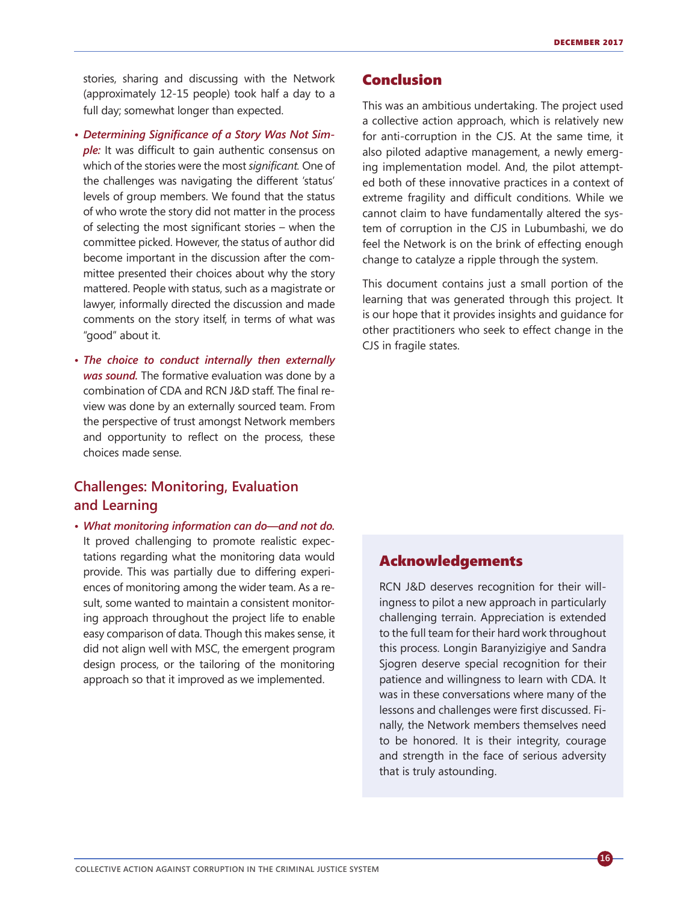stories, sharing and discussing with the Network (approximately 12-15 people) took half a day to a full day; somewhat longer than expected.

- ***Determining Significance of a Story Was Not Simple:*** It was difficult to gain authentic consensus on which of the stories were the most *significant*. One of the challenges was navigating the different 'status' levels of group members. We found that the status of who wrote the story did not matter in the process of selecting the most significant stories – when the committee picked. However, the status of author did become important in the discussion after the committee presented their choices about why the story mattered. People with status, such as a magistrate or lawyer, informally directed the discussion and made comments on the story itself, in terms of what was "good" about it.
- ***The choice to conduct internally then externally was sound.*** The formative evaluation was done by a combination of CDA and RCN J&D staff. The final review was done by an externally sourced team. From the perspective of trust amongst Network members and opportunity to reflect on the process, these choices made sense.

## Challenges: Monitoring, Evaluation and Learning

- ***What monitoring information can do—and not do.*** It proved challenging to promote realistic expectations regarding what the monitoring data would provide. This was partially due to differing experiences of monitoring among the wider team. As a result, some wanted to maintain a consistent monitoring approach throughout the project life to enable easy comparison of data. Though this makes sense, it did not align well with MSC, the emergent program design process, or the tailoring of the monitoring approach so that it improved as we implemented.

## Conclusion

This was an ambitious undertaking. The project used a collective action approach, which is relatively new for anti-corruption in the CJS. At the same time, it also piloted adaptive management, a newly emerging implementation model. And, the pilot attempted both of these innovative practices in a context of extreme fragility and difficult conditions. While we cannot claim to have fundamentally altered the system of corruption in the CJS in Lubumbashi, we do feel the Network is on the brink of effecting enough change to catalyze a ripple through the system.

This document contains just a small portion of the learning that was generated through this project. It is our hope that it provides insights and guidance for other practitioners who seek to effect change in the CJS in fragile states.

## Acknowledgements

RCN J&D deserves recognition for their willingness to pilot a new approach in particularly challenging terrain. Appreciation is extended to the full team for their hard work throughout this process. Longin Baranyizigiye and Sandra Sjogren deserve special recognition for their patience and willingness to learn with CDA. It was in these conversations where many of the lessons and challenges were first discussed. Finally, the Network members themselves need to be honored. It is their integrity, courage and strength in the face of serious adversity that is truly astounding.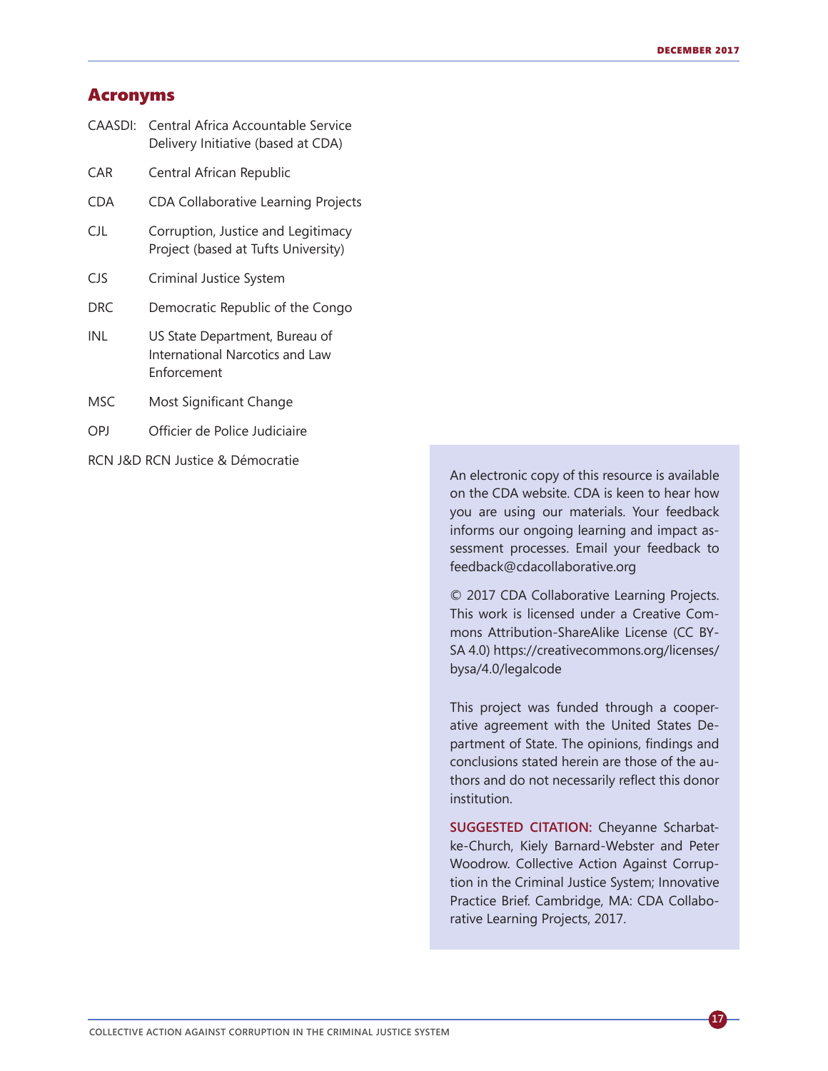## Acronyms

| | |
|---|---|
| CAASDI: | Central Africa Accountable Service Delivery Initiative (based at CDA) |
| CAR | Central African Republic |
| CDA | CDA Collaborative Learning Projects |
| CJL | Corruption, Justice and Legitimacy Project (based at Tufts University) |
| CJS | Criminal Justice System |
| DRC | Democratic Republic of the Congo |
| INL | US State Department, Bureau of International Narcotics and Law Enforcement |
| MSC | Most Significant Change |
| OPJ | Officier de Police Judiciaire |
| RCN J&D | RCN Justice & Démocratie |

An electronic copy of this resource is available on the CDA website. CDA is keen to hear how you are using our materials. Your feedback informs our ongoing learning and impact assessment processes. Email your feedback to feedback@cdacollaborative.org

© 2017 CDA Collaborative Learning Projects. This work is licensed under a Creative Commons Attribution-ShareAlike License (CC BY-SA 4.0) https://creativecommons.org/licenses/bysa/4.0/legalcode

This project was funded through a cooperative agreement with the United States Department of State. The opinions, findings and conclusions stated herein are those of the authors and do not necessarily reflect this donor institution.

**SUGGESTED CITATION:** Cheyanne Scharbatke-Church, Kiely Barnard-Webster and Peter Woodrow. Collective Action Against Corruption in the Criminal Justice System; Innovative Practice Brief. Cambridge, MA: CDA Collaborative Learning Projects, 2017.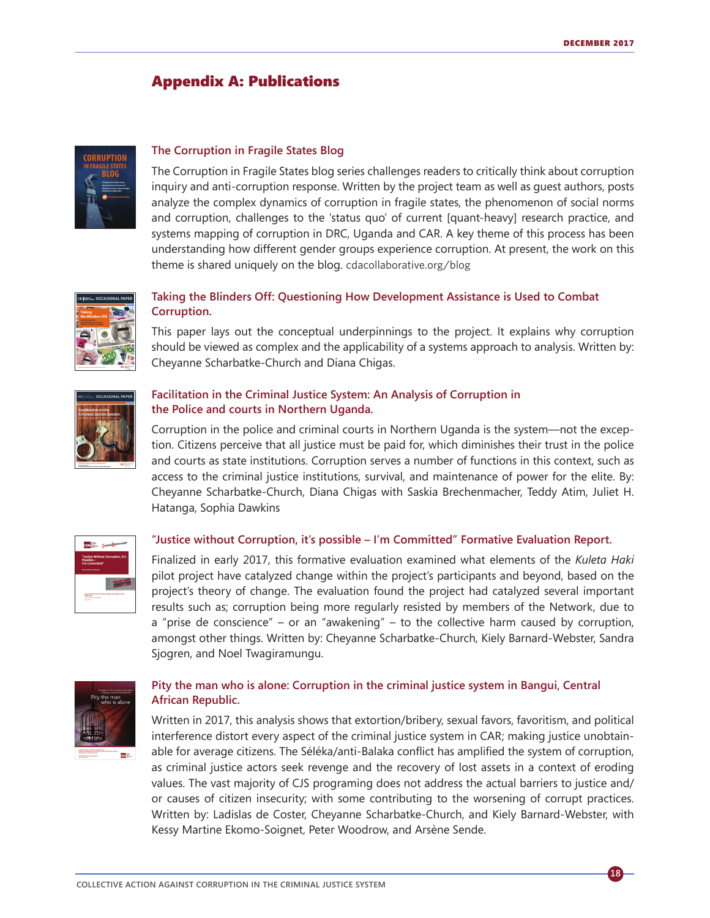# Appendix A: Publications

### The Corruption in Fragile States Blog

The Corruption in Fragile States blog series challenges readers to critically think about corruption inquiry and anti-corruption response. Written by the project team as well as guest authors, posts analyze the complex dynamics of corruption in fragile states, the phenomenon of social norms and corruption, challenges to the 'status quo' of current [quant-heavy] research practice, and systems mapping of corruption in DRC, Uganda and CAR. A key theme of this process has been understanding how different gender groups experience corruption. At present, the work on this theme is shared uniquely on the blog. cdacollaborative.org/blog

### Taking the Blinders Off: Questioning How Development Assistance is Used to Combat Corruption.

This paper lays out the conceptual underpinnings to the project. It explains why corruption should be viewed as complex and the applicability of a systems approach to analysis. Written by: Cheyanne Scharbatke-Church and Diana Chigas.

### Facilitation in the Criminal Justice System: An Analysis of Corruption in the Police and courts in Northern Uganda.

Corruption in the police and criminal courts in Northern Uganda is the system—not the exception. Citizens perceive that all justice must be paid for, which diminishes their trust in the police and courts as state institutions. Corruption serves a number of functions in this context, such as access to the criminal justice institutions, survival, and maintenance of power for the elite. By: Cheyanne Scharbatke-Church, Diana Chigas with Saskia Brechenmacher, Teddy Atim, Juliet H. Hatanga, Sophia Dawkins

### "Justice without Corruption, it's possible – I'm Committed" Formative Evaluation Report.

Finalized in early 2017, this formative evaluation examined what elements of the *Kuleta Haki* pilot project have catalyzed change within the project's participants and beyond, based on the project's theory of change. The evaluation found the project had catalyzed several important results such as; corruption being more regularly resisted by members of the Network, due to a "prise de conscience" – or an "awakening" – to the collective harm caused by corruption, amongst other things. Written by: Cheyanne Scharbatke-Church, Kiely Barnard-Webster, Sandra Sjogren, and Noel Twagiramungu.

### Pity the man who is alone: Corruption in the criminal justice system in Bangui, Central African Republic.

Written in 2017, this analysis shows that extortion/bribery, sexual favors, favoritism, and political interference distort every aspect of the criminal justice system in CAR; making justice unobtainable for average citizens. The Séléka/anti-Balaka conflict has amplified the system of corruption, as criminal justice actors seek revenge and the recovery of lost assets in a context of eroding values. The vast majority of CJS programing does not address the actual barriers to justice and/or causes of citizen insecurity; with some contributing to the worsening of corrupt practices. Written by: Ladislas de Coster, Cheyanne Scharbatke-Church, and Kiely Barnard-Webster, with Kessy Martine Ekomo-Soignet, Peter Woodrow, and Arsène Sende.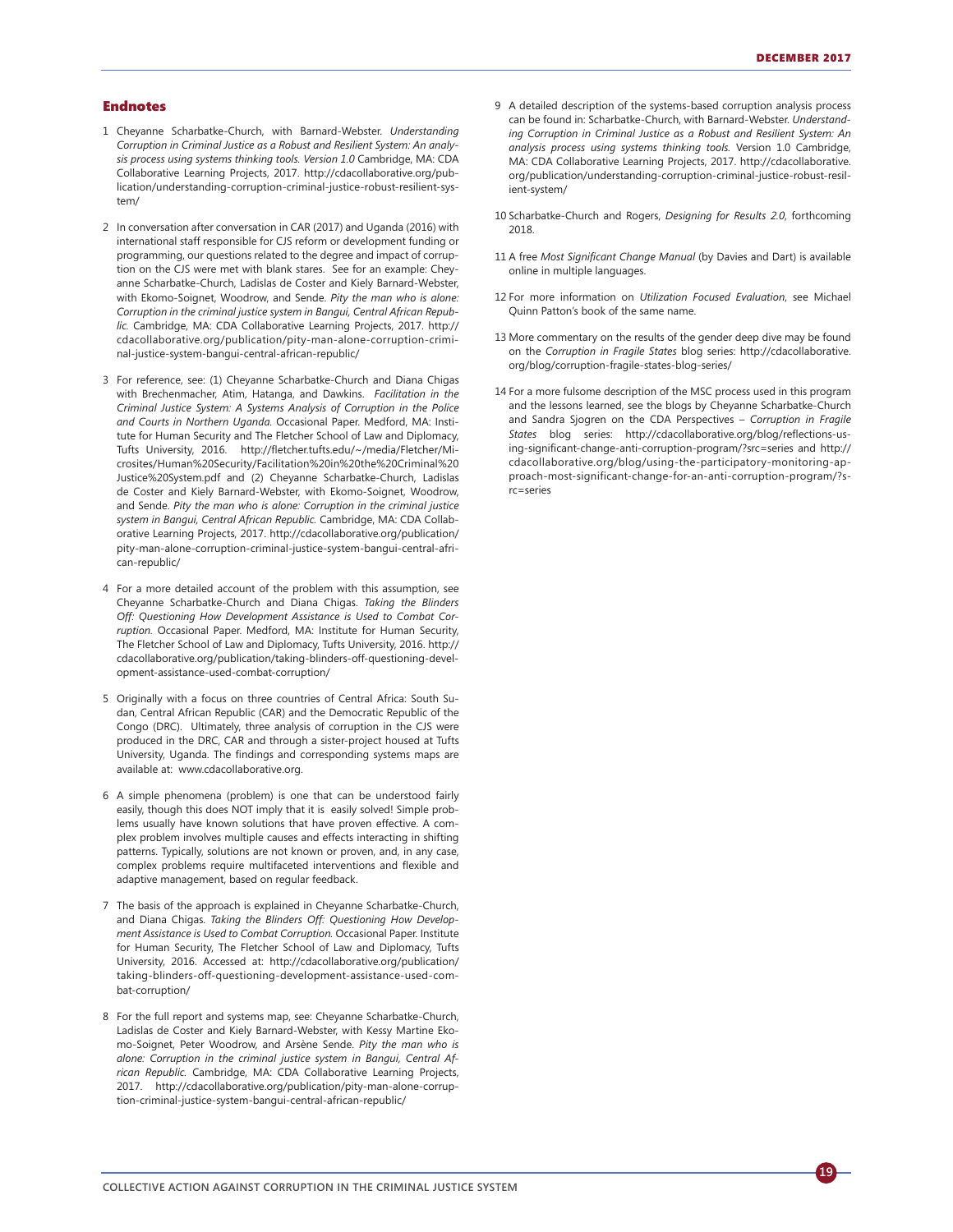## Endnotes

1 Cheyanne Scharbatke-Church, with Barnard-Webster. *Understanding Corruption in Criminal Justice as a Robust and Resilient System: An analysis process using systems thinking tools. Version 1.0* Cambridge, MA: CDA Collaborative Learning Projects, 2017. http://cdacollaborative.org/publication/understanding-corruption-criminal-justice-robust-resilient-system/

2 In conversation after conversation in CAR (2017) and Uganda (2016) with international staff responsible for CJS reform or development funding or programming, our questions related to the degree and impact of corruption on the CJS were met with blank stares. See for an example: Cheyanne Scharbatke-Church, Ladislas de Coster and Kiely Barnard-Webster, with Ekomo-Soignet, Woodrow, and Sende. *Pity the man who is alone: Corruption in the criminal justice system in Bangui, Central African Republic.* Cambridge, MA: CDA Collaborative Learning Projects, 2017. http://cdacollaborative.org/publication/pity-man-alone-corruption-criminal-justice-system-bangui-central-african-republic/

3 For reference, see: (1) Cheyanne Scharbatke-Church and Diana Chigas with Brechenmacher, Atim, Hatanga, and Dawkins. *Facilitation in the Criminal Justice System: A Systems Analysis of Corruption in the Police and Courts in Northern Uganda.* Occasional Paper. Medford, MA: Institute for Human Security and The Fletcher School of Law and Diplomacy, Tufts University, 2016. http://fletcher.tufts.edu/~/media/Fletcher/Microsites/Human%20Security/Facilitation%20in%20the%20Criminal%20Justice%20System.pdf and (2) Cheyanne Scharbatke-Church, Ladislas de Coster and Kiely Barnard-Webster, with Ekomo-Soignet, Woodrow, and Sende. *Pity the man who is alone: Corruption in the criminal justice system in Bangui, Central African Republic.* Cambridge, MA: CDA Collaborative Learning Projects, 2017. http://cdacollaborative.org/publication/pity-man-alone-corruption-criminal-justice-system-bangui-central-african-republic/

4 For a more detailed account of the problem with this assumption, see Cheyanne Scharbatke-Church and Diana Chigas. *Taking the Blinders Off: Questioning How Development Assistance is Used to Combat Corruption.* Occasional Paper. Medford, MA: Institute for Human Security, The Fletcher School of Law and Diplomacy, Tufts University, 2016. http://cdacollaborative.org/publication/taking-blinders-off-questioning-development-assistance-used-combat-corruption/

5 Originally with a focus on three countries of Central Africa: South Sudan, Central African Republic (CAR) and the Democratic Republic of the Congo (DRC). Ultimately, three analysis of corruption in the CJS were produced in the DRC, CAR and through a sister-project housed at Tufts University, Uganda. The findings and corresponding systems maps are available at: www.cdacollaborative.org.

6 A simple phenomena (problem) is one that can be understood fairly easily, though this does NOT imply that it is easily solved! Simple problems usually have known solutions that have proven effective. A complex problem involves multiple causes and effects interacting in shifting patterns. Typically, solutions are not known or proven, and, in any case, complex problems require multifaceted interventions and flexible and adaptive management, based on regular feedback.

7 The basis of the approach is explained in Cheyanne Scharbatke-Church, and Diana Chigas. *Taking the Blinders Off: Questioning How Development Assistance is Used to Combat Corruption.* Occasional Paper. Institute for Human Security, The Fletcher School of Law and Diplomacy, Tufts University, 2016. Accessed at: http://cdacollaborative.org/publication/taking-blinders-off-questioning-development-assistance-used-combat-corruption/

8 For the full report and systems map, see: Cheyanne Scharbatke-Church, Ladislas de Coster and Kiely Barnard-Webster, with Kessy Martine Ekomo-Soignet, Peter Woodrow, and Arsène Sende. *Pity the man who is alone: Corruption in the criminal justice system in Bangui, Central African Republic.* Cambridge, MA: CDA Collaborative Learning Projects, 2017. http://cdacollaborative.org/publication/pity-man-alone-corruption-criminal-justice-system-bangui-central-african-republic/

9 A detailed description of the systems-based corruption analysis process can be found in: Scharbatke-Church, with Barnard-Webster. *Understanding Corruption in Criminal Justice as a Robust and Resilient System: An analysis process using systems thinking tools.* Version 1.0 Cambridge, MA: CDA Collaborative Learning Projects, 2017. http://cdacollaborative.org/publication/understanding-corruption-criminal-justice-robust-resilient-system/

10 Scharbatke-Church and Rogers, *Designing for Results 2.0,* forthcoming 2018.

11 A free *Most Significant Change Manual* (by Davies and Dart) is available online in multiple languages.

12 For more information on *Utilization Focused Evaluation*, see Michael Quinn Patton's book of the same name.

13 More commentary on the results of the gender deep dive may be found on the *Corruption in Fragile States* blog series: http://cdacollaborative.org/blog/corruption-fragile-states-blog-series/

14 For a more fulsome description of the MSC process used in this program and the lessons learned, see the blogs by Cheyanne Scharbatke-Church and Sandra Sjogren on the CDA Perspectives – *Corruption in Fragile States* blog series: http://cdacollaborative.org/blog/reflections-using-significant-change-anti-corruption-program/?src=series and http://cdacollaborative.org/blog/using-the-participatory-monitoring-approach-most-significant-change-for-an-anti-corruption-program/?src=series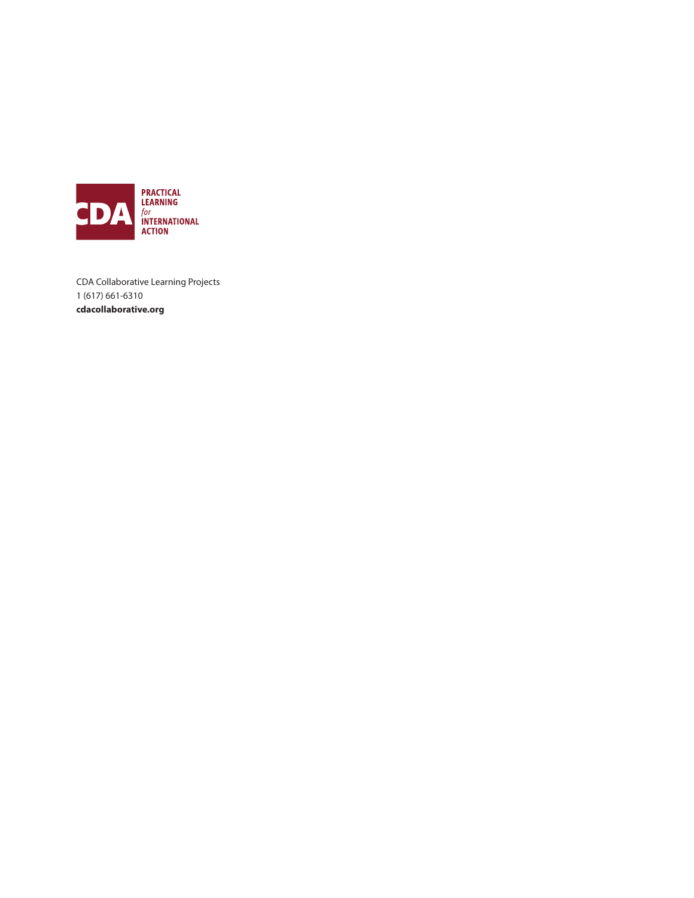CDA

PRACTICAL
LEARNING
*for*
INTERNATIONAL
ACTION

CDA Collaborative Learning Projects
1 (617) 661-6310
**cdacollaborative.org**